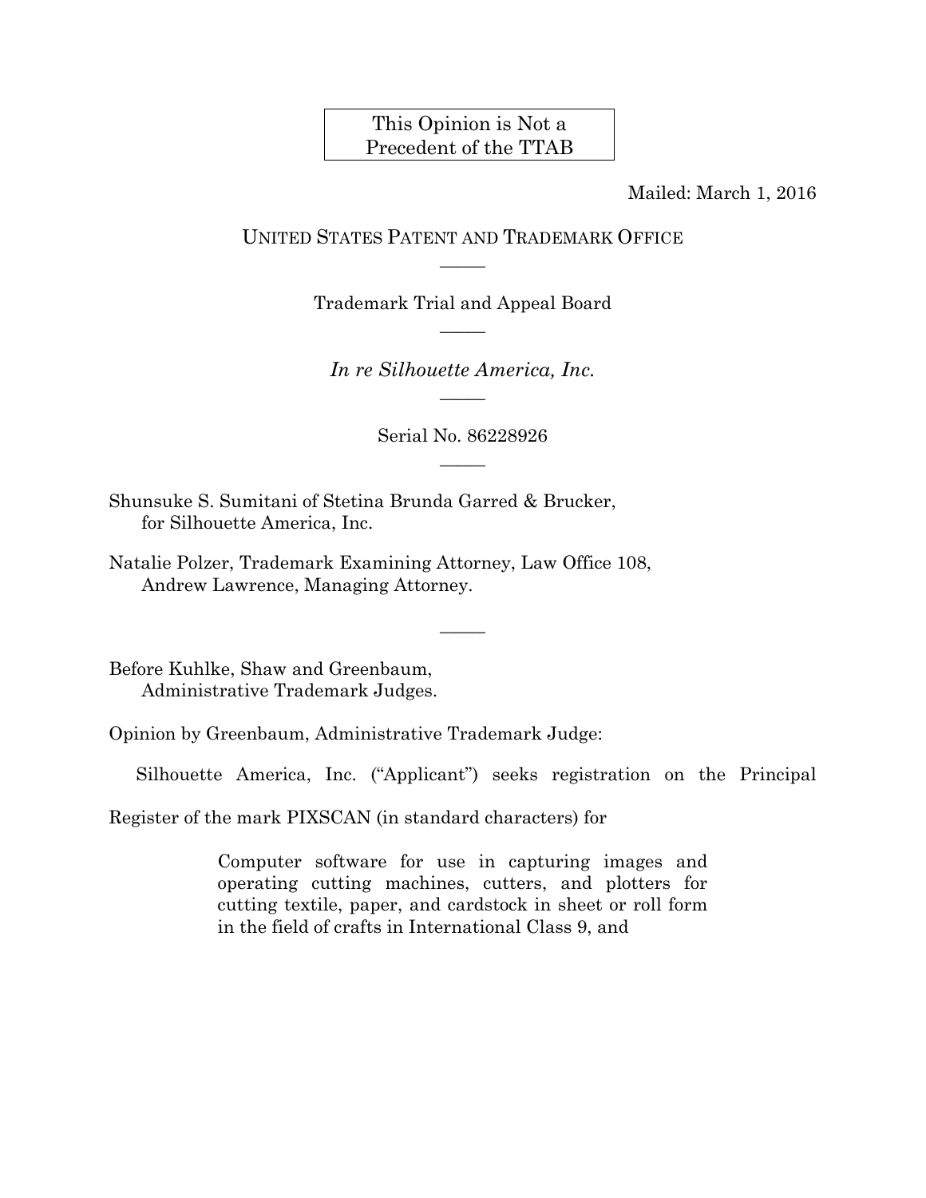This Opinion is Not a Precedent of the TTAB

Mailed: March 1, 2016

UNITED STATES PATENT AND TRADEMARK OFFICE

Trademark Trial and Appeal Board

*In re Silhouette America, Inc.*

Serial No. 86228926

Shunsuke S. Sumitani of Stetina Brunda Garred & Brucker, for Silhouette America, Inc.

Natalie Polzer, Trademark Examining Attorney, Law Office 108, Andrew Lawrence, Managing Attorney.

Before Kuhlke, Shaw and Greenbaum, Administrative Trademark Judges.

Opinion by Greenbaum, Administrative Trademark Judge:

Silhouette America, Inc. ("Applicant") seeks registration on the Principal Register of the mark PIXSCAN (in standard characters) for

> Computer software for use in capturing images and operating cutting machines, cutters, and plotters for cutting textile, paper, and cardstock in sheet or roll form in the field of crafts in International Class 9, and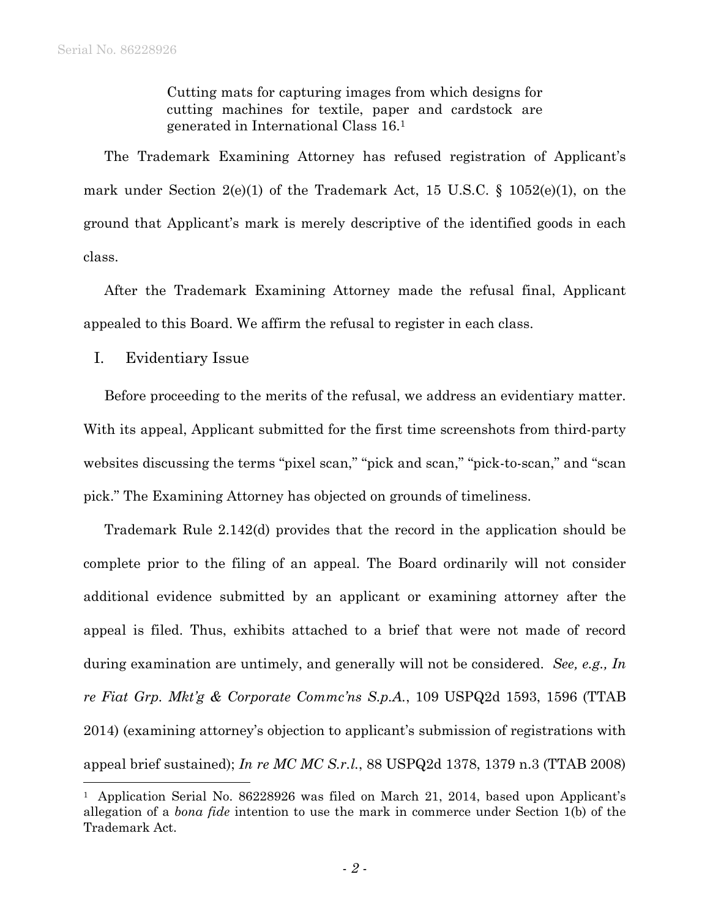> Cutting mats for capturing images from which designs for cutting machines for textile, paper and cardstock are generated in International Class 16.[1]

The Trademark Examining Attorney has refused registration of Applicant's mark under Section 2(e)(1) of the Trademark Act, 15 U.S.C. § 1052(e)(1), on the ground that Applicant's mark is merely descriptive of the identified goods in each class.

After the Trademark Examining Attorney made the refusal final, Applicant appealed to this Board. We affirm the refusal to register in each class.

## I. Evidentiary Issue

Before proceeding to the merits of the refusal, we address an evidentiary matter. With its appeal, Applicant submitted for the first time screenshots from third-party websites discussing the terms "pixel scan," "pick and scan," "pick-to-scan," and "scan pick." The Examining Attorney has objected on grounds of timeliness.

Trademark Rule 2.142(d) provides that the record in the application should be complete prior to the filing of an appeal. The Board ordinarily will not consider additional evidence submitted by an applicant or examining attorney after the appeal is filed. Thus, exhibits attached to a brief that were not made of record during examination are untimely, and generally will not be considered. *See, e.g., In re Fiat Grp. Mkt'g & Corporate Commc'ns S.p.A.*, 109 USPQ2d 1593, 1596 (TTAB 2014) (examining attorney's objection to applicant's submission of registrations with appeal brief sustained); *In re MC MC S.r.l.*, 88 USPQ2d 1378, 1379 n.3 (TTAB 2008)

---

[1] Application Serial No. 86228926 was filed on March 21, 2014, based upon Applicant's allegation of a *bona fide* intention to use the mark in commerce under Section 1(b) of the Trademark Act.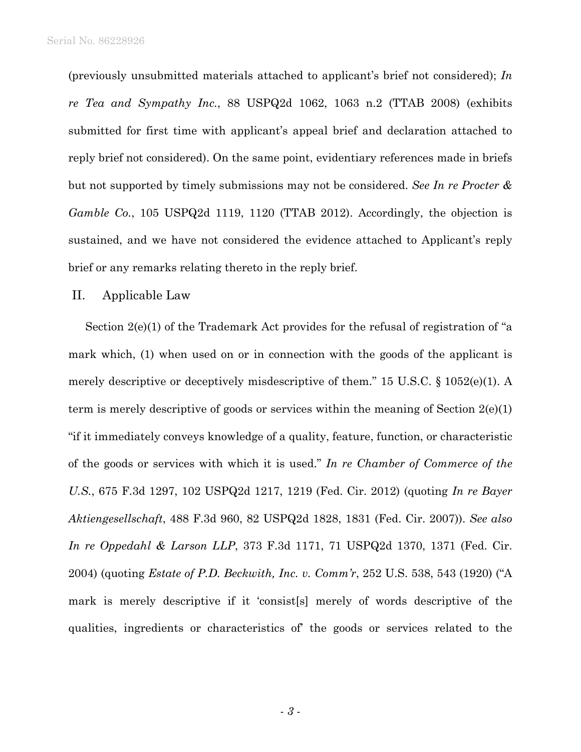(previously unsubmitted materials attached to applicant's brief not considered); *In re Tea and Sympathy Inc.*, 88 USPQ2d 1062, 1063 n.2 (TTAB 2008) (exhibits submitted for first time with applicant's appeal brief and declaration attached to reply brief not considered). On the same point, evidentiary references made in briefs but not supported by timely submissions may not be considered. *See In re Procter & Gamble Co.*, 105 USPQ2d 1119, 1120 (TTAB 2012). Accordingly, the objection is sustained, and we have not considered the evidence attached to Applicant's reply brief or any remarks relating thereto in the reply brief.

## II. Applicable Law

Section 2(e)(1) of the Trademark Act provides for the refusal of registration of "a mark which, (1) when used on or in connection with the goods of the applicant is merely descriptive or deceptively misdescriptive of them." 15 U.S.C. § 1052(e)(1). A term is merely descriptive of goods or services within the meaning of Section 2(e)(1) "if it immediately conveys knowledge of a quality, feature, function, or characteristic of the goods or services with which it is used." *In re Chamber of Commerce of the U.S.*, 675 F.3d 1297, 102 USPQ2d 1217, 1219 (Fed. Cir. 2012) (quoting *In re Bayer Aktiengesellschaft*, 488 F.3d 960, 82 USPQ2d 1828, 1831 (Fed. Cir. 2007)). *See also In re Oppedahl & Larson LLP*, 373 F.3d 1171, 71 USPQ2d 1370, 1371 (Fed. Cir. 2004) (quoting *Estate of P.D. Beckwith, Inc. v. Comm'r*, 252 U.S. 538, 543 (1920) ("A mark is merely descriptive if it 'consist[s] merely of words descriptive of the qualities, ingredients or characteristics of' the goods or services related to the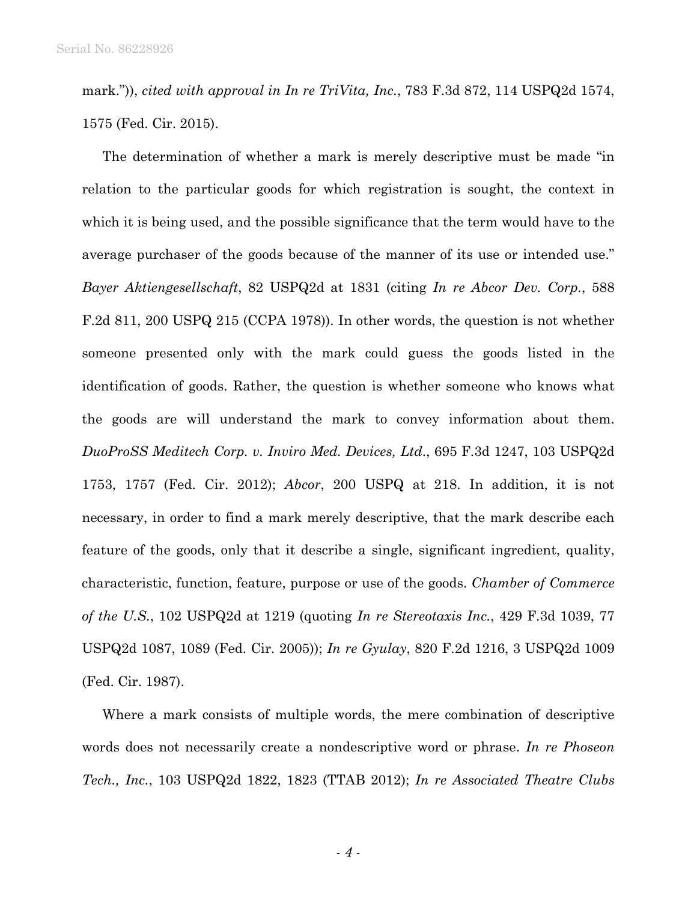mark.")), *cited with approval in In re TriVita, Inc.*, 783 F.3d 872, 114 USPQ2d 1574, 1575 (Fed. Cir. 2015).

The determination of whether a mark is merely descriptive must be made "in relation to the particular goods for which registration is sought, the context in which it is being used, and the possible significance that the term would have to the average purchaser of the goods because of the manner of its use or intended use." *Bayer Aktiengesellschaft*, 82 USPQ2d at 1831 (citing *In re Abcor Dev. Corp.*, 588 F.2d 811, 200 USPQ 215 (CCPA 1978)). In other words, the question is not whether someone presented only with the mark could guess the goods listed in the identification of goods. Rather, the question is whether someone who knows what the goods are will understand the mark to convey information about them. *DuoProSS Meditech Corp. v. Inviro Med. Devices, Ltd.*, 695 F.3d 1247, 103 USPQ2d 1753, 1757 (Fed. Cir. 2012); *Abcor*, 200 USPQ at 218. In addition, it is not necessary, in order to find a mark merely descriptive, that the mark describe each feature of the goods, only that it describe a single, significant ingredient, quality, characteristic, function, feature, purpose or use of the goods. *Chamber of Commerce of the U.S.*, 102 USPQ2d at 1219 (quoting *In re Stereotaxis Inc.*, 429 F.3d 1039, 77 USPQ2d 1087, 1089 (Fed. Cir. 2005)); *In re Gyulay*, 820 F.2d 1216, 3 USPQ2d 1009 (Fed. Cir. 1987).

Where a mark consists of multiple words, the mere combination of descriptive words does not necessarily create a nondescriptive word or phrase. *In re Phoseon Tech., Inc.*, 103 USPQ2d 1822, 1823 (TTAB 2012); *In re Associated Theatre Clubs*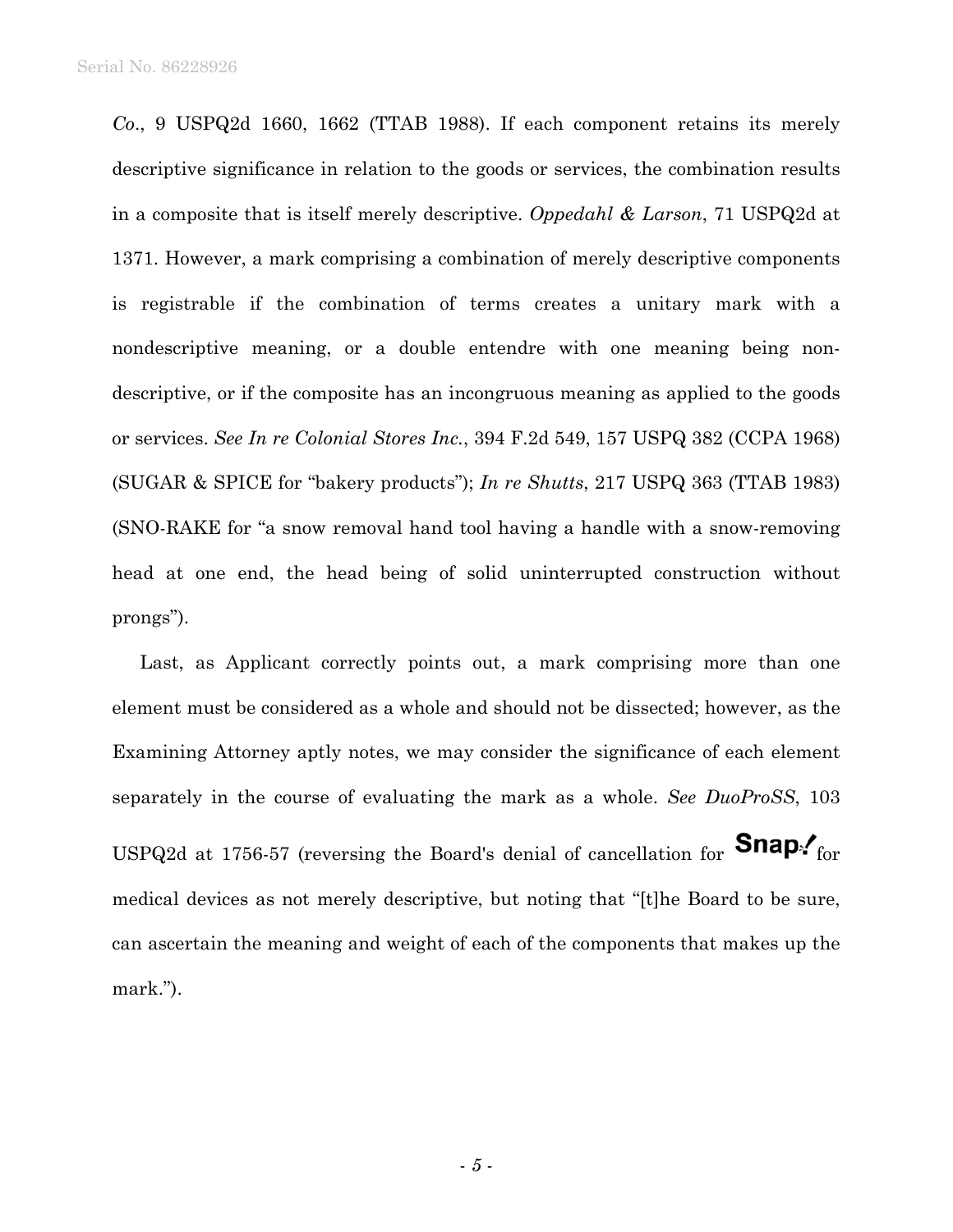*Co*., 9 USPQ2d 1660, 1662 (TTAB 1988). If each component retains its merely descriptive significance in relation to the goods or services, the combination results in a composite that is itself merely descriptive. *Oppedahl & Larson*, 71 USPQ2d at 1371. However, a mark comprising a combination of merely descriptive components is registrable if the combination of terms creates a unitary mark with a nondescriptive meaning, or a double entendre with one meaning being non-descriptive, or if the composite has an incongruous meaning as applied to the goods or services. *See In re Colonial Stores Inc.*, 394 F.2d 549, 157 USPQ 382 (CCPA 1968) (SUGAR & SPICE for "bakery products"); *In re Shutts*, 217 USPQ 363 (TTAB 1983) (SNO-RAKE for "a snow removal hand tool having a handle with a snow-removing head at one end, the head being of solid uninterrupted construction without prongs").

Last, as Applicant correctly points out, a mark comprising more than one element must be considered as a whole and should not be dissected; however, as the Examining Attorney aptly notes, we may consider the significance of each element separately in the course of evaluating the mark as a whole. *See DuoProSS*, 103 USPQ2d at 1756-57 (reversing the Board's denial of cancellation for **Snap!** for medical devices as not merely descriptive, but noting that "[t]he Board to be sure, can ascertain the meaning and weight of each of the components that makes up the mark.").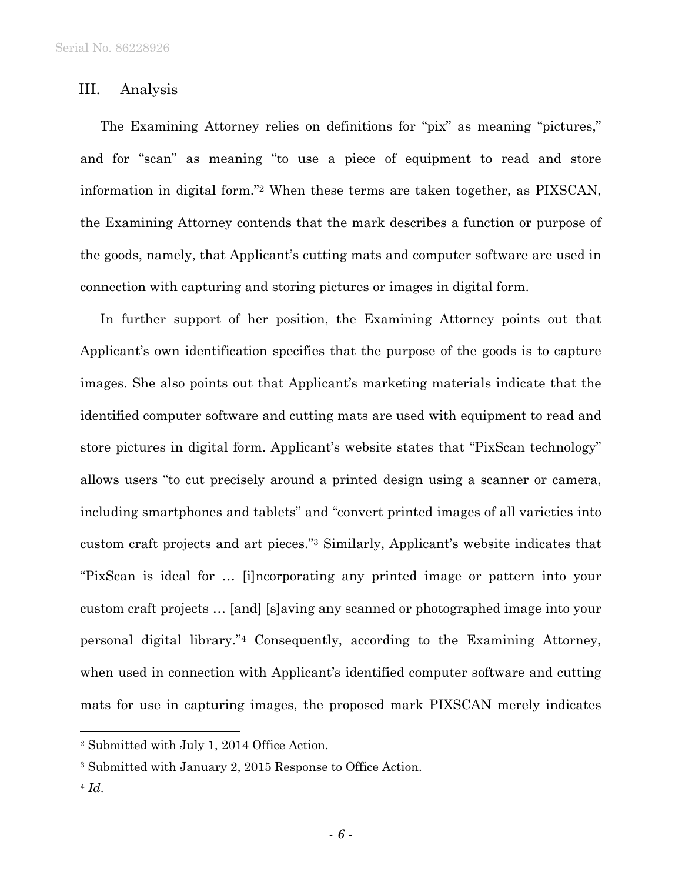## III. Analysis

The Examining Attorney relies on definitions for "pix" as meaning "pictures," and for "scan" as meaning "to use a piece of equipment to read and store information in digital form."[2] When these terms are taken together, as PIXSCAN, the Examining Attorney contends that the mark describes a function or purpose of the goods, namely, that Applicant's cutting mats and computer software are used in connection with capturing and storing pictures or images in digital form.

In further support of her position, the Examining Attorney points out that Applicant's own identification specifies that the purpose of the goods is to capture images. She also points out that Applicant's marketing materials indicate that the identified computer software and cutting mats are used with equipment to read and store pictures in digital form. Applicant's website states that "PixScan technology" allows users "to cut precisely around a printed design using a scanner or camera, including smartphones and tablets" and "convert printed images of all varieties into custom craft projects and art pieces."[3] Similarly, Applicant's website indicates that "PixScan is ideal for … [i]ncorporating any printed image or pattern into your custom craft projects … [and] [s]aving any scanned or photographed image into your personal digital library."[4] Consequently, according to the Examining Attorney, when used in connection with Applicant's identified computer software and cutting mats for use in capturing images, the proposed mark PIXSCAN merely indicates

---

[2] Submitted with July 1, 2014 Office Action.

[3] Submitted with January 2, 2015 Response to Office Action.

[4] *Id*.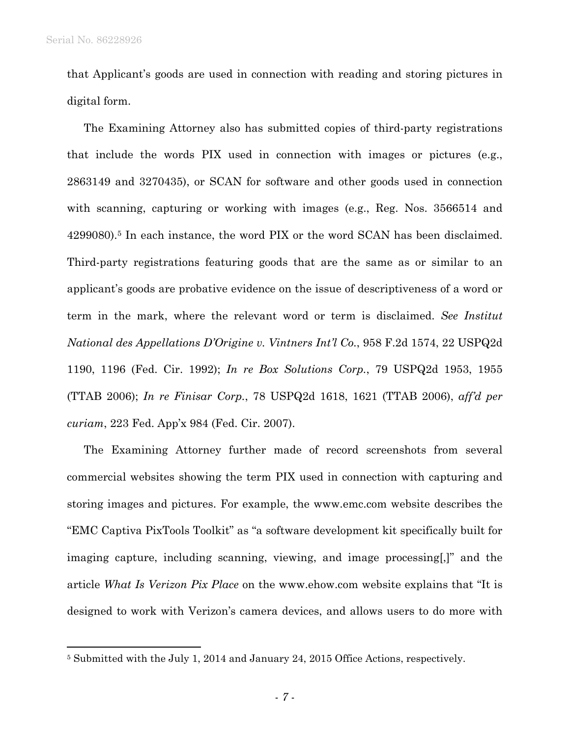that Applicant's goods are used in connection with reading and storing pictures in digital form.

The Examining Attorney also has submitted copies of third-party registrations that include the words PIX used in connection with images or pictures (e.g., 2863149 and 3270435), or SCAN for software and other goods used in connection with scanning, capturing or working with images (e.g., Reg. Nos. 3566514 and 4299080).[5] In each instance, the word PIX or the word SCAN has been disclaimed. Third-party registrations featuring goods that are the same as or similar to an applicant's goods are probative evidence on the issue of descriptiveness of a word or term in the mark, where the relevant word or term is disclaimed. *See Institut National des Appellations D'Origine v. Vintners Int'l Co.*, 958 F.2d 1574, 22 USPQ2d 1190, 1196 (Fed. Cir. 1992); *In re Box Solutions Corp.*, 79 USPQ2d 1953, 1955 (TTAB 2006); *In re Finisar Corp.*, 78 USPQ2d 1618, 1621 (TTAB 2006), *aff'd per curiam*, 223 Fed. App'x 984 (Fed. Cir. 2007).

The Examining Attorney further made of record screenshots from several commercial websites showing the term PIX used in connection with capturing and storing images and pictures. For example, the www.emc.com website describes the "EMC Captiva PixTools Toolkit" as "a software development kit specifically built for imaging capture, including scanning, viewing, and image processing[,]" and the article *What Is Verizon Pix Place* on the www.ehow.com website explains that "It is designed to work with Verizon's camera devices, and allows users to do more with

[5] Submitted with the July 1, 2014 and January 24, 2015 Office Actions, respectively.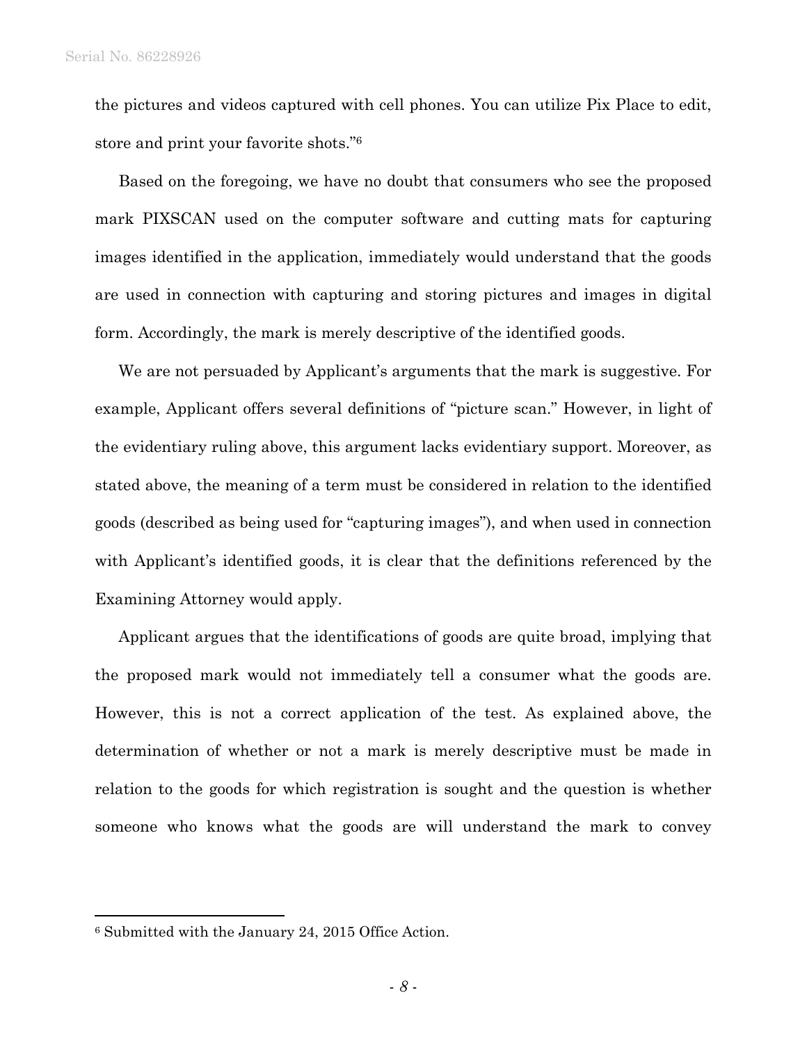the pictures and videos captured with cell phones. You can utilize Pix Place to edit, store and print your favorite shots."[6]

Based on the foregoing, we have no doubt that consumers who see the proposed mark PIXSCAN used on the computer software and cutting mats for capturing images identified in the application, immediately would understand that the goods are used in connection with capturing and storing pictures and images in digital form. Accordingly, the mark is merely descriptive of the identified goods.

We are not persuaded by Applicant's arguments that the mark is suggestive. For example, Applicant offers several definitions of "picture scan." However, in light of the evidentiary ruling above, this argument lacks evidentiary support. Moreover, as stated above, the meaning of a term must be considered in relation to the identified goods (described as being used for "capturing images"), and when used in connection with Applicant's identified goods, it is clear that the definitions referenced by the Examining Attorney would apply.

Applicant argues that the identifications of goods are quite broad, implying that the proposed mark would not immediately tell a consumer what the goods are. However, this is not a correct application of the test. As explained above, the determination of whether or not a mark is merely descriptive must be made in relation to the goods for which registration is sought and the question is whether someone who knows what the goods are will understand the mark to convey

---

[6] Submitted with the January 24, 2015 Office Action.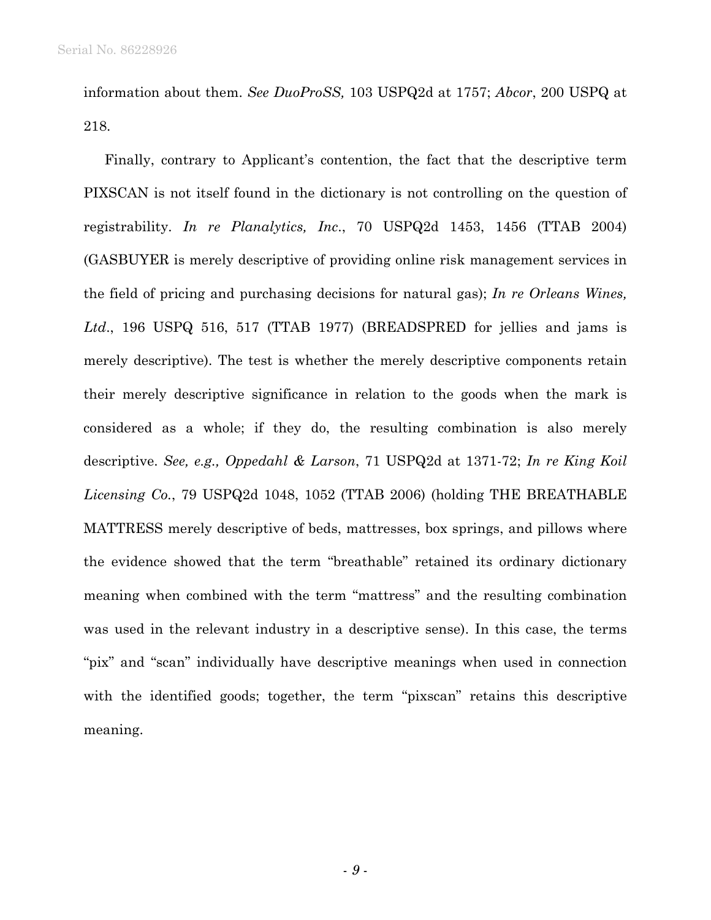information about them. *See DuoProSS,* 103 USPQ2d at 1757; *Abcor*, 200 USPQ at 218.

Finally, contrary to Applicant's contention, the fact that the descriptive term PIXSCAN is not itself found in the dictionary is not controlling on the question of registrability. *In re Planalytics, Inc.*, 70 USPQ2d 1453, 1456 (TTAB 2004) (GASBUYER is merely descriptive of providing online risk management services in the field of pricing and purchasing decisions for natural gas); *In re Orleans Wines, Ltd.*, 196 USPQ 516, 517 (TTAB 1977) (BREADSPRED for jellies and jams is merely descriptive). The test is whether the merely descriptive components retain their merely descriptive significance in relation to the goods when the mark is considered as a whole; if they do, the resulting combination is also merely descriptive. *See, e.g., Oppedahl & Larson*, 71 USPQ2d at 1371-72; *In re King Koil Licensing Co.*, 79 USPQ2d 1048, 1052 (TTAB 2006) (holding THE BREATHABLE MATTRESS merely descriptive of beds, mattresses, box springs, and pillows where the evidence showed that the term "breathable" retained its ordinary dictionary meaning when combined with the term "mattress" and the resulting combination was used in the relevant industry in a descriptive sense). In this case, the terms "pix" and "scan" individually have descriptive meanings when used in connection with the identified goods; together, the term "pixscan" retains this descriptive meaning.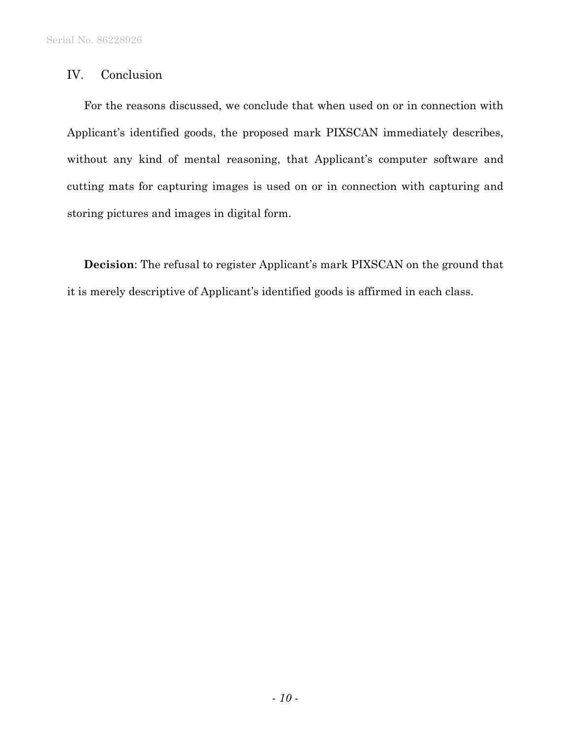## IV. Conclusion

For the reasons discussed, we conclude that when used on or in connection with Applicant's identified goods, the proposed mark PIXSCAN immediately describes, without any kind of mental reasoning, that Applicant's computer software and cutting mats for capturing images is used on or in connection with capturing and storing pictures and images in digital form.

**Decision**: The refusal to register Applicant's mark PIXSCAN on the ground that it is merely descriptive of Applicant's identified goods is affirmed in each class.